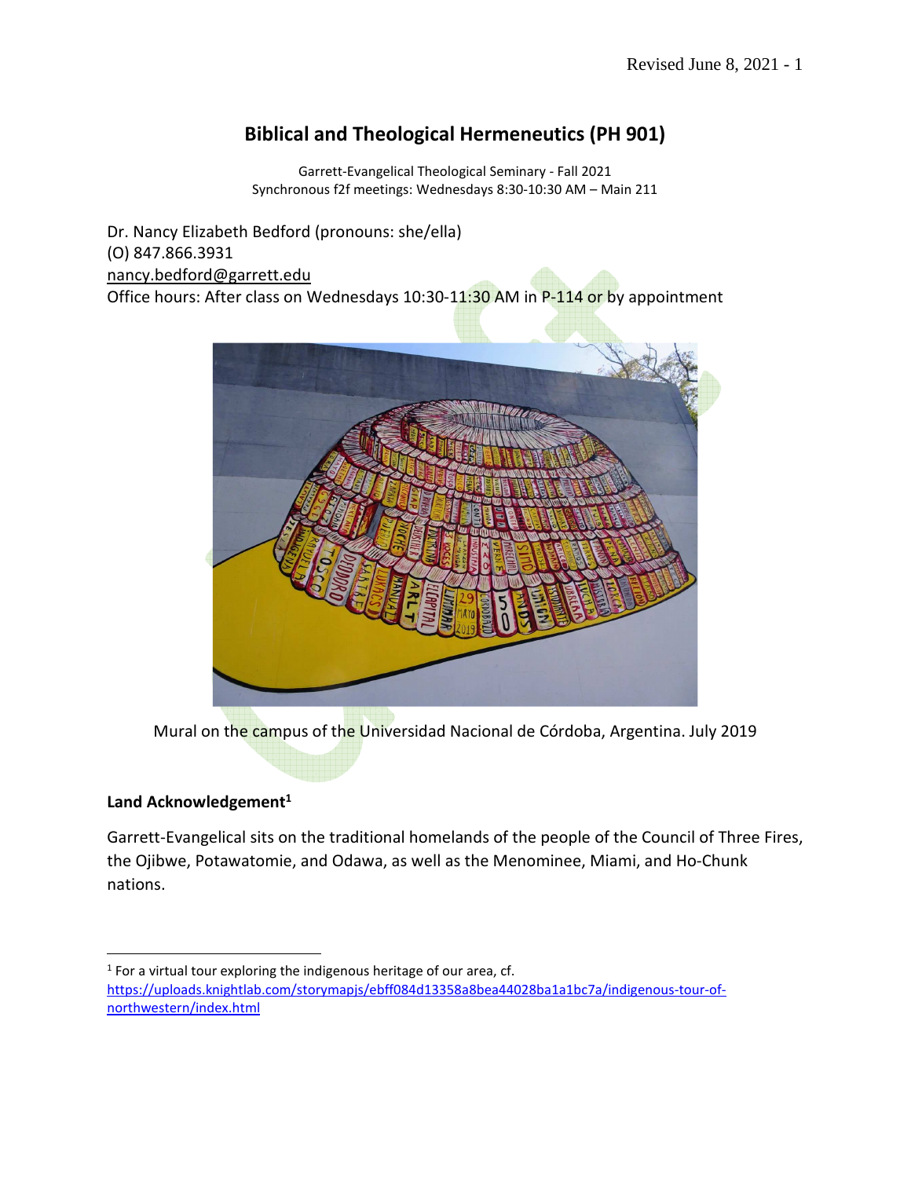# Biblical and Theological Hermeneutics (PH 901)

Garrett-Evangelical Theological Seminary - Fall 2021
Synchronous f2f meetings: Wednesdays 8:30-10:30 AM – Main 211

Dr. Nancy Elizabeth Bedford (pronouns: she/ella)
(O) 847.866.3931
nancy.bedford@garrett.edu
Office hours: After class on Wednesdays 10:30-11:30 AM in P-114 or by appointment

Mural on the campus of the Universidad Nacional de Córdoba, Argentina. July 2019

## Land Acknowledgement[1]

Garrett-Evangelical sits on the traditional homelands of the people of the Council of Three Fires, the Ojibwe, Potawatomie, and Odawa, as well as the Menominee, Miami, and Ho-Chunk nations.

---

[1] For a virtual tour exploring the indigenous heritage of our area, cf. https://uploads.knightlab.com/storymapjs/ebff084d13358a8bea44028ba1a1bc7a/indigenous-tour-of-northwestern/index.html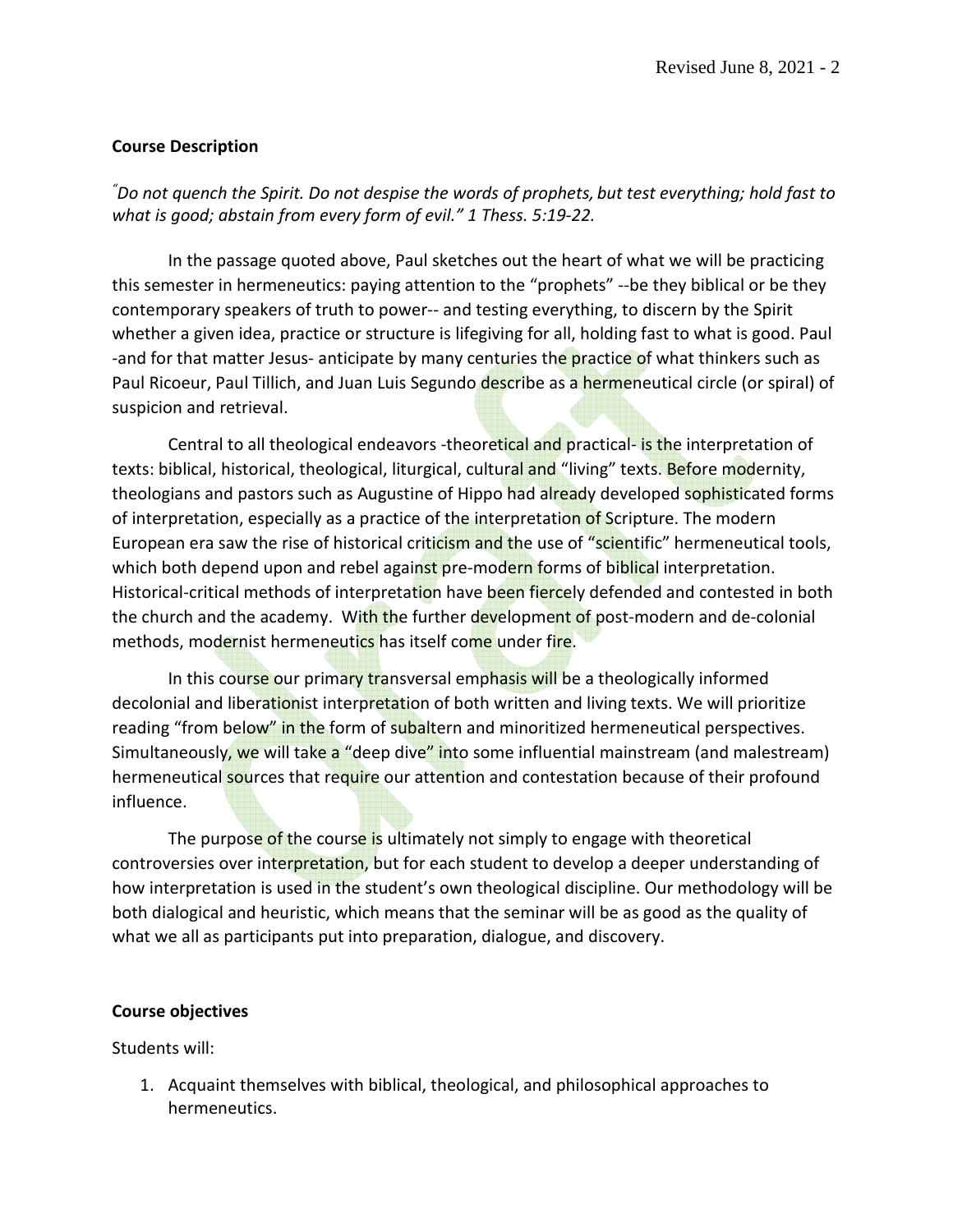**Course Description**

*"Do not quench the Spirit. Do not despise the words of prophets, but test everything; hold fast to what is good; abstain from every form of evil." 1 Thess. 5:19-22.*

In the passage quoted above, Paul sketches out the heart of what we will be practicing this semester in hermeneutics: paying attention to the "prophets" --be they biblical or be they contemporary speakers of truth to power-- and testing everything, to discern by the Spirit whether a given idea, practice or structure is lifegiving for all, holding fast to what is good. Paul -and for that matter Jesus- anticipate by many centuries the practice of what thinkers such as Paul Ricoeur, Paul Tillich, and Juan Luis Segundo describe as a hermeneutical circle (or spiral) of suspicion and retrieval.

Central to all theological endeavors -theoretical and practical- is the interpretation of texts: biblical, historical, theological, liturgical, cultural and "living" texts. Before modernity, theologians and pastors such as Augustine of Hippo had already developed sophisticated forms of interpretation, especially as a practice of the interpretation of Scripture. The modern European era saw the rise of historical criticism and the use of "scientific" hermeneutical tools, which both depend upon and rebel against pre-modern forms of biblical interpretation. Historical-critical methods of interpretation have been fiercely defended and contested in both the church and the academy. With the further development of post-modern and de-colonial methods, modernist hermeneutics has itself come under fire.

In this course our primary transversal emphasis will be a theologically informed decolonial and liberationist interpretation of both written and living texts. We will prioritize reading "from below" in the form of subaltern and minoritized hermeneutical perspectives. Simultaneously, we will take a "deep dive" into some influential mainstream (and malestream) hermeneutical sources that require our attention and contestation because of their profound influence.

The purpose of the course is ultimately not simply to engage with theoretical controversies over interpretation, but for each student to develop a deeper understanding of how interpretation is used in the student's own theological discipline. Our methodology will be both dialogical and heuristic, which means that the seminar will be as good as the quality of what we all as participants put into preparation, dialogue, and discovery.

**Course objectives**

Students will:

1. Acquaint themselves with biblical, theological, and philosophical approaches to hermeneutics.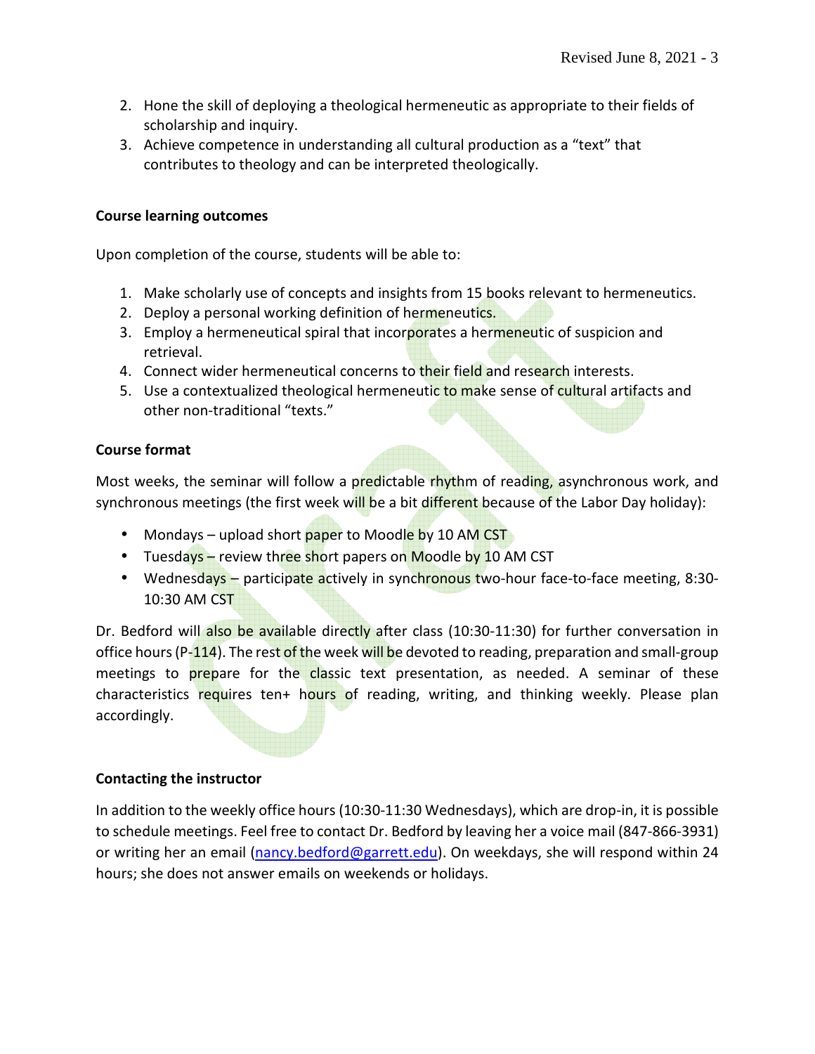2. Hone the skill of deploying a theological hermeneutic as appropriate to their fields of scholarship and inquiry.
3. Achieve competence in understanding all cultural production as a "text" that contributes to theology and can be interpreted theologically.

**Course learning outcomes**

Upon completion of the course, students will be able to:

1. Make scholarly use of concepts and insights from 15 books relevant to hermeneutics.
2. Deploy a personal working definition of hermeneutics.
3. Employ a hermeneutical spiral that incorporates a hermeneutic of suspicion and retrieval.
4. Connect wider hermeneutical concerns to their field and research interests.
5. Use a contextualized theological hermeneutic to make sense of cultural artifacts and other non-traditional "texts."

**Course format**

Most weeks, the seminar will follow a predictable rhythm of reading, asynchronous work, and synchronous meetings (the first week will be a bit different because of the Labor Day holiday):

- Mondays – upload short paper to Moodle by 10 AM CST
- Tuesdays – review three short papers on Moodle by 10 AM CST
- Wednesdays – participate actively in synchronous two-hour face-to-face meeting, 8:30-10:30 AM CST

Dr. Bedford will also be available directly after class (10:30-11:30) for further conversation in office hours (P-114). The rest of the week will be devoted to reading, preparation and small-group meetings to prepare for the classic text presentation, as needed. A seminar of these characteristics requires ten+ hours of reading, writing, and thinking weekly. Please plan accordingly.

**Contacting the instructor**

In addition to the weekly office hours (10:30-11:30 Wednesdays), which are drop-in, it is possible to schedule meetings. Feel free to contact Dr. Bedford by leaving her a voice mail (847-866-3931) or writing her an email (nancy.bedford@garrett.edu). On weekdays, she will respond within 24 hours; she does not answer emails on weekends or holidays.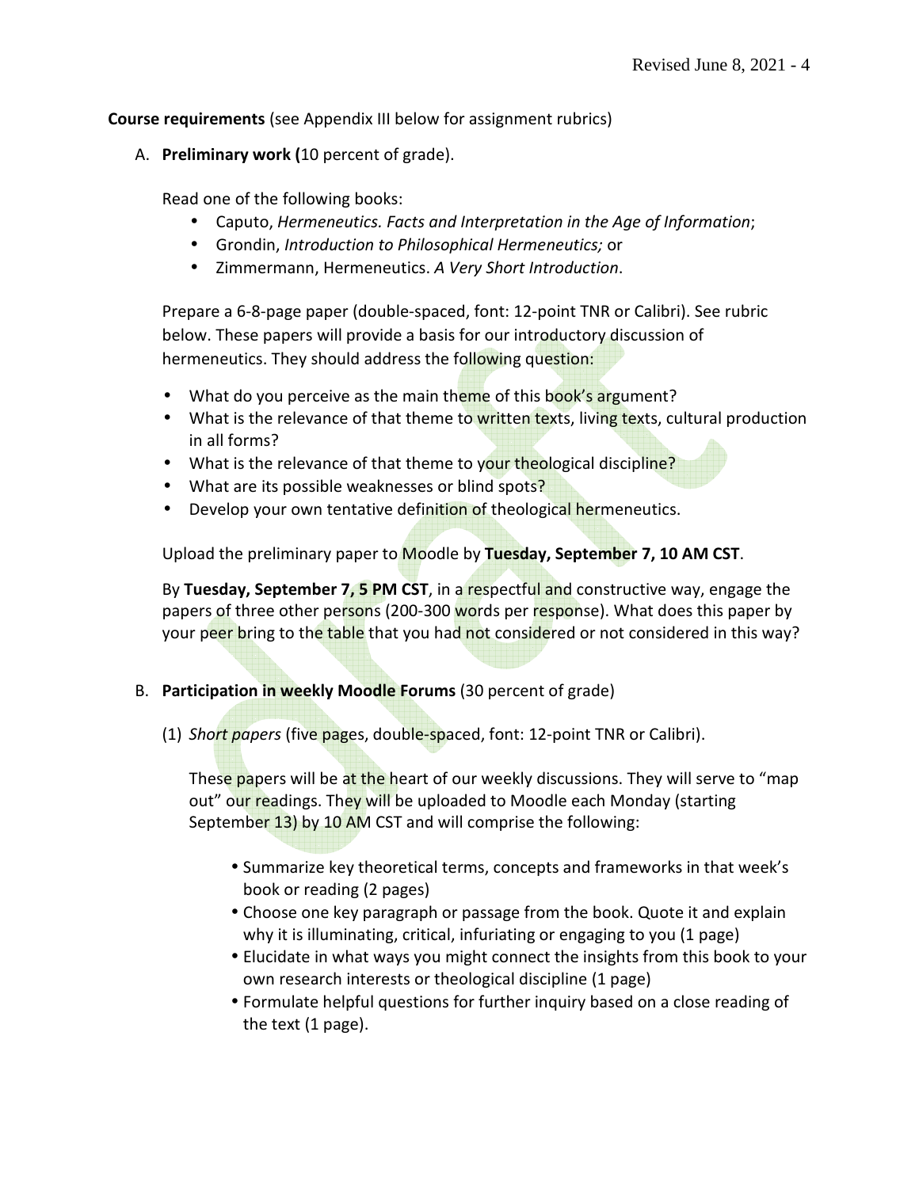**Course requirements** (see Appendix III below for assignment rubrics)

A. **Preliminary work (**10 percent of grade).

   Read one of the following books:

   - Caputo, *Hermeneutics. Facts and Interpretation in the Age of Information*;
   - Grondin, *Introduction to Philosophical Hermeneutics;* or
   - Zimmermann, Hermeneutics. *A Very Short Introduction*.

   Prepare a 6-8-page paper (double-spaced, font: 12-point TNR or Calibri). See rubric below. These papers will provide a basis for our introductory discussion of hermeneutics. They should address the following question:

   - What do you perceive as the main theme of this book's argument?
   - What is the relevance of that theme to written texts, living texts, cultural production in all forms?
   - What is the relevance of that theme to your theological discipline?
   - What are its possible weaknesses or blind spots?
   - Develop your own tentative definition of theological hermeneutics.

   Upload the preliminary paper to Moodle by **Tuesday, September 7, 10 AM CST**.

   By **Tuesday, September 7, 5 PM CST**, in a respectful and constructive way, engage the papers of three other persons (200-300 words per response). What does this paper by your peer bring to the table that you had not considered or not considered in this way?

B. **Participation in weekly Moodle Forums** (30 percent of grade)

   (1) *Short papers* (five pages, double-spaced, font: 12-point TNR or Calibri).

   These papers will be at the heart of our weekly discussions. They will serve to "map out" our readings. They will be uploaded to Moodle each Monday (starting September 13) by 10 AM CST and will comprise the following:

   - Summarize key theoretical terms, concepts and frameworks in that week's book or reading (2 pages)
   - Choose one key paragraph or passage from the book. Quote it and explain why it is illuminating, critical, infuriating or engaging to you (1 page)
   - Elucidate in what ways you might connect the insights from this book to your own research interests or theological discipline (1 page)
   - Formulate helpful questions for further inquiry based on a close reading of the text (1 page).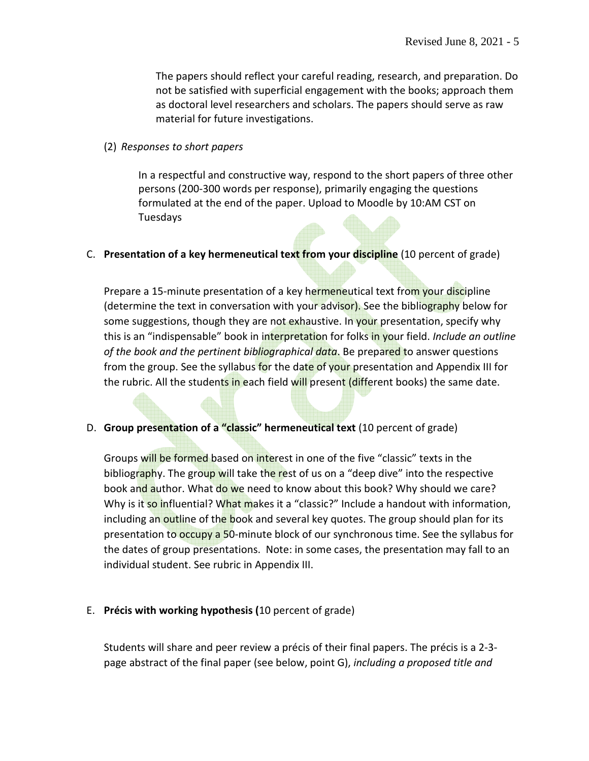The papers should reflect your careful reading, research, and preparation. Do not be satisfied with superficial engagement with the books; approach them as doctoral level researchers and scholars. The papers should serve as raw material for future investigations.

(2) *Responses to short papers*

In a respectful and constructive way, respond to the short papers of three other persons (200-300 words per response), primarily engaging the questions formulated at the end of the paper. Upload to Moodle by 10:AM CST on Tuesdays

C. **Presentation of a key hermeneutical text from your discipline** (10 percent of grade)

Prepare a 15-minute presentation of a key hermeneutical text from your discipline (determine the text in conversation with your advisor). See the bibliography below for some suggestions, though they are not exhaustive. In your presentation, specify why this is an "indispensable" book in interpretation for folks in your field. *Include an outline of the book and the pertinent bibliographical data*. Be prepared to answer questions from the group. See the syllabus for the date of your presentation and Appendix III for the rubric. All the students in each field will present (different books) the same date.

D. **Group presentation of a "classic" hermeneutical text** (10 percent of grade)

Groups will be formed based on interest in one of the five "classic" texts in the bibliography. The group will take the rest of us on a "deep dive" into the respective book and author. What do we need to know about this book? Why should we care? Why is it so influential? What makes it a "classic?" Include a handout with information, including an outline of the book and several key quotes. The group should plan for its presentation to occupy a 50-minute block of our synchronous time. See the syllabus for the dates of group presentations. Note: in some cases, the presentation may fall to an individual student. See rubric in Appendix III.

E. **Précis with working hypothesis (**10 percent of grade)

Students will share and peer review a précis of their final papers. The précis is a 2-3-page abstract of the final paper (see below, point G), *including a proposed title and*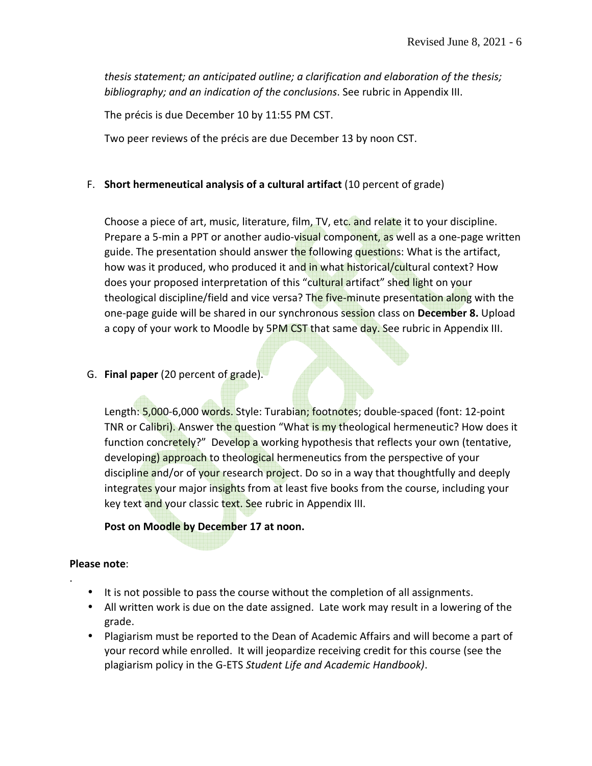*thesis statement; an anticipated outline; a clarification and elaboration of the thesis; bibliography; and an indication of the conclusions*. See rubric in Appendix III.

The précis is due December 10 by 11:55 PM CST.

Two peer reviews of the précis are due December 13 by noon CST.

F. **Short hermeneutical analysis of a cultural artifact** (10 percent of grade)

   Choose a piece of art, music, literature, film, TV, etc. and relate it to your discipline. Prepare a 5-min a PPT or another audio-visual component, as well as a one-page written guide. The presentation should answer the following questions: What is the artifact, how was it produced, who produced it and in what historical/cultural context? How does your proposed interpretation of this "cultural artifact" shed light on your theological discipline/field and vice versa? The five-minute presentation along with the one-page guide will be shared in our synchronous session class on **December 8.** Upload a copy of your work to Moodle by 5PM CST that same day. See rubric in Appendix III.

G. **Final paper** (20 percent of grade).

   Length: 5,000-6,000 words. Style: Turabian; footnotes; double-spaced (font: 12-point TNR or Calibri). Answer the question "What is my theological hermeneutic? How does it function concretely?" Develop a working hypothesis that reflects your own (tentative, developing) approach to theological hermeneutics from the perspective of your discipline and/or of your research project. Do so in a way that thoughtfully and deeply integrates your major insights from at least five books from the course, including your key text and your classic text. See rubric in Appendix III.

   **Post on Moodle by December 17 at noon.**

**Please note**:

- It is not possible to pass the course without the completion of all assignments.
- All written work is due on the date assigned. Late work may result in a lowering of the grade.
- Plagiarism must be reported to the Dean of Academic Affairs and will become a part of your record while enrolled. It will jeopardize receiving credit for this course (see the plagiarism policy in the G-ETS *Student Life and Academic Handbook)*.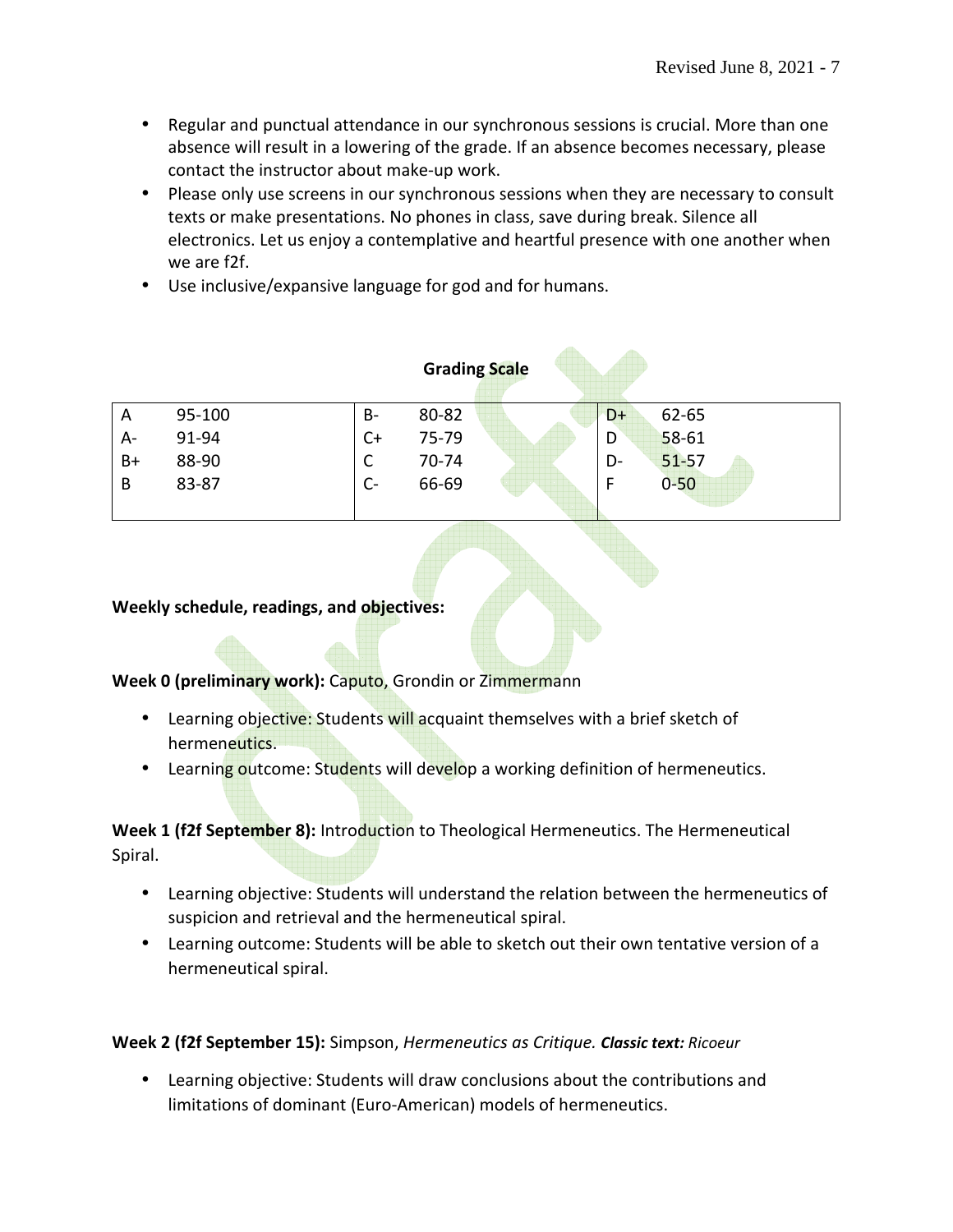- Regular and punctual attendance in our synchronous sessions is crucial. More than one absence will result in a lowering of the grade. If an absence becomes necessary, please contact the instructor about make-up work.
- Please only use screens in our synchronous sessions when they are necessary to consult texts or make presentations. No phones in class, save during break. Silence all electronics. Let us enjoy a contemplative and heartful presence with one another when we are f2f.
- Use inclusive/expansive language for god and for humans.

**Grading Scale**

| | | | | | |
|---|---|---|---|---|---|
| A | 95-100 | B- | 80-82 | D+ | 62-65 |
| A- | 91-94 | C+ | 75-79 | D | 58-61 |
| B+ | 88-90 | C | 70-74 | D- | 51-57 |
| B | 83-87 | C- | 66-69 | F | 0-50 |

**Weekly schedule, readings, and objectives:**

**Week 0 (preliminary work):** Caputo, Grondin or Zimmermann

- Learning objective: Students will acquaint themselves with a brief sketch of hermeneutics.
- Learning outcome: Students will develop a working definition of hermeneutics.

**Week 1 (f2f September 8):** Introduction to Theological Hermeneutics. The Hermeneutical Spiral.

- Learning objective: Students will understand the relation between the hermeneutics of suspicion and retrieval and the hermeneutical spiral.
- Learning outcome: Students will be able to sketch out their own tentative version of a hermeneutical spiral.

**Week 2 (f2f September 15):** Simpson, *Hermeneutics as Critique.* ***Classic text:*** *Ricoeur*

- Learning objective: Students will draw conclusions about the contributions and limitations of dominant (Euro-American) models of hermeneutics.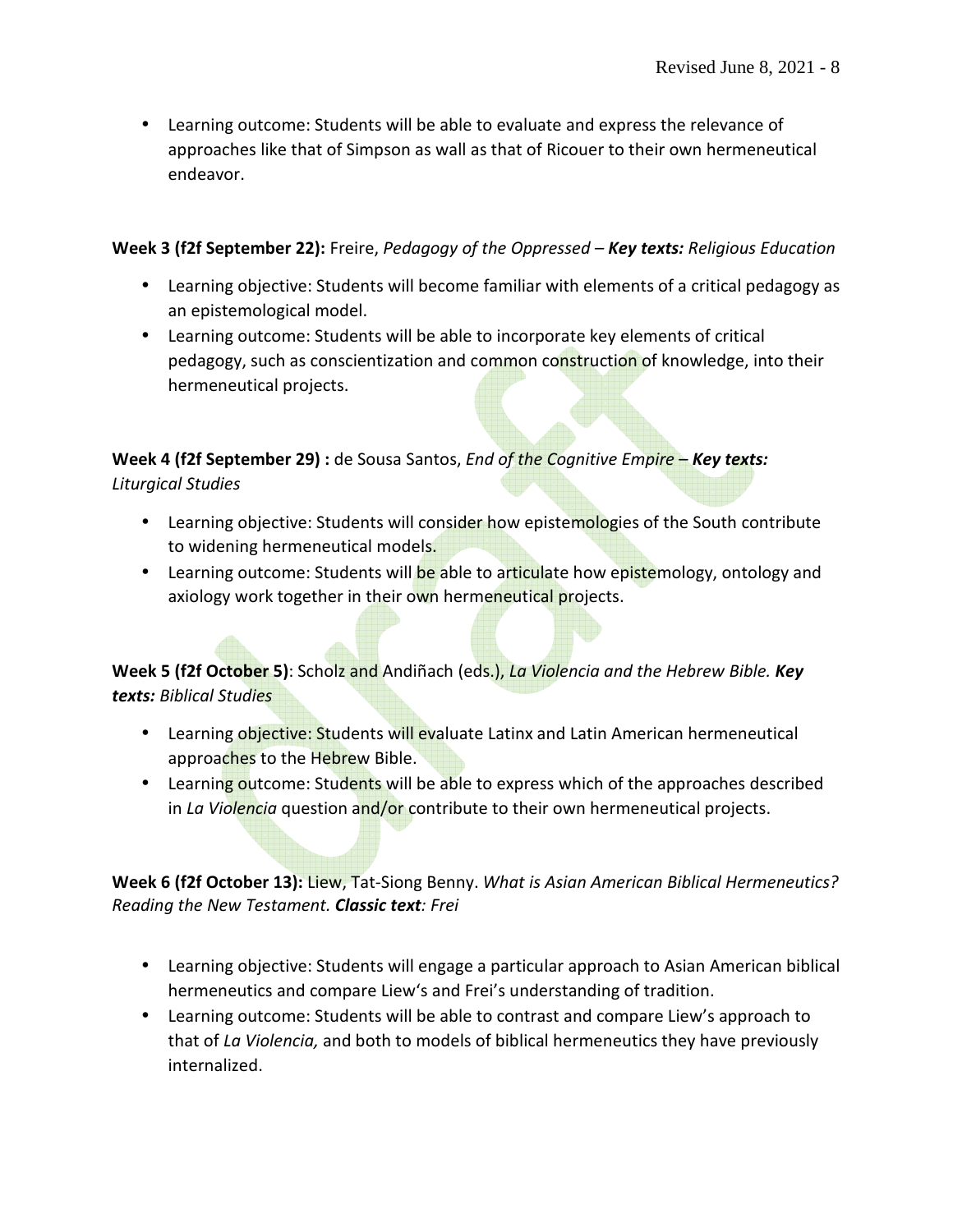- Learning outcome: Students will be able to evaluate and express the relevance of approaches like that of Simpson as wall as that of Ricouer to their own hermeneutical endeavor.

**Week 3 (f2f September 22):** Freire, *Pedagogy of the Oppressed* – ***Key texts:*** *Religious Education*

- Learning objective: Students will become familiar with elements of a critical pedagogy as an epistemological model.
- Learning outcome: Students will be able to incorporate key elements of critical pedagogy, such as conscientization and common construction of knowledge, into their hermeneutical projects.

**Week 4 (f2f September 29) :** de Sousa Santos, *End of the Cognitive Empire* – ***Key texts:*** *Liturgical Studies*

- Learning objective: Students will consider how epistemologies of the South contribute to widening hermeneutical models.
- Learning outcome: Students will be able to articulate how epistemology, ontology and axiology work together in their own hermeneutical projects.

**Week 5 (f2f October 5)**: Scholz and Andiñach (eds.), *La Violencia and the Hebrew Bible.* ***Key texts:*** *Biblical Studies*

- Learning objective: Students will evaluate Latinx and Latin American hermeneutical approaches to the Hebrew Bible.
- Learning outcome: Students will be able to express which of the approaches described in *La Violencia* question and/or contribute to their own hermeneutical projects.

**Week 6 (f2f October 13):** Liew, Tat-Siong Benny. *What is Asian American Biblical Hermeneutics? Reading the New Testament.* ***Classic text****: Frei*

- Learning objective: Students will engage a particular approach to Asian American biblical hermeneutics and compare Liew's and Frei's understanding of tradition.
- Learning outcome: Students will be able to contrast and compare Liew's approach to that of *La Violencia,* and both to models of biblical hermeneutics they have previously internalized.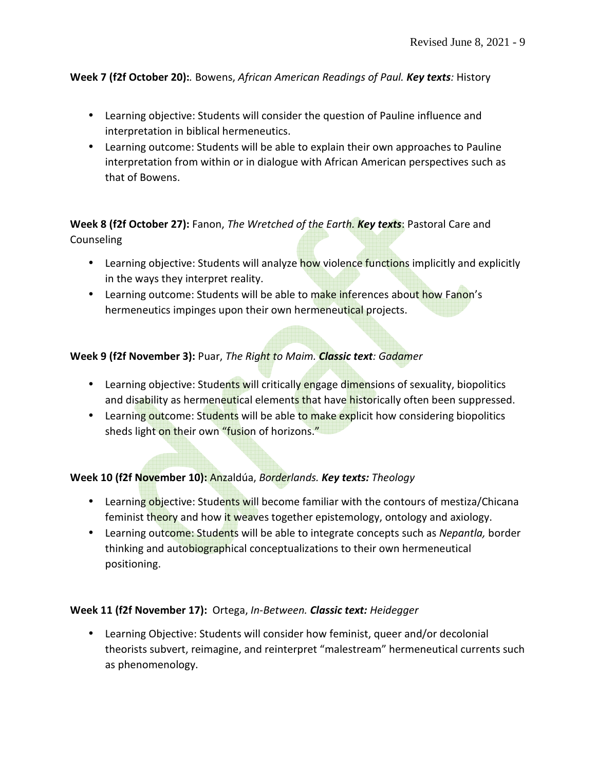**Week 7 (f2f October 20):**. Bowens, *African American Readings of Paul.* ***Key texts****:* History

- Learning objective: Students will consider the question of Pauline influence and interpretation in biblical hermeneutics.
- Learning outcome: Students will be able to explain their own approaches to Pauline interpretation from within or in dialogue with African American perspectives such as that of Bowens.

**Week 8 (f2f October 27):** Fanon, *The Wretched of the Earth.* ***Key texts***: Pastoral Care and Counseling

- Learning objective: Students will analyze how violence functions implicitly and explicitly in the ways they interpret reality.
- Learning outcome: Students will be able to make inferences about how Fanon's hermeneutics impinges upon their own hermeneutical projects.

**Week 9 (f2f November 3):** Puar, *The Right to Maim.* ***Classic text****: Gadamer*

- Learning objective: Students will critically engage dimensions of sexuality, biopolitics and disability as hermeneutical elements that have historically often been suppressed.
- Learning outcome: Students will be able to make explicit how considering biopolitics sheds light on their own "fusion of horizons."

**Week 10 (f2f November 10):** Anzaldúa, *Borderlands.* ***Key texts:*** *Theology*

- Learning objective: Students will become familiar with the contours of mestiza/Chicana feminist theory and how it weaves together epistemology, ontology and axiology.
- Learning outcome: Students will be able to integrate concepts such as *Nepantla,* border thinking and autobiographical conceptualizations to their own hermeneutical positioning.

**Week 11 (f2f November 17):** Ortega, *In-Between.* ***Classic text:*** *Heidegger*

- Learning Objective: Students will consider how feminist, queer and/or decolonial theorists subvert, reimagine, and reinterpret "malestream" hermeneutical currents such as phenomenology.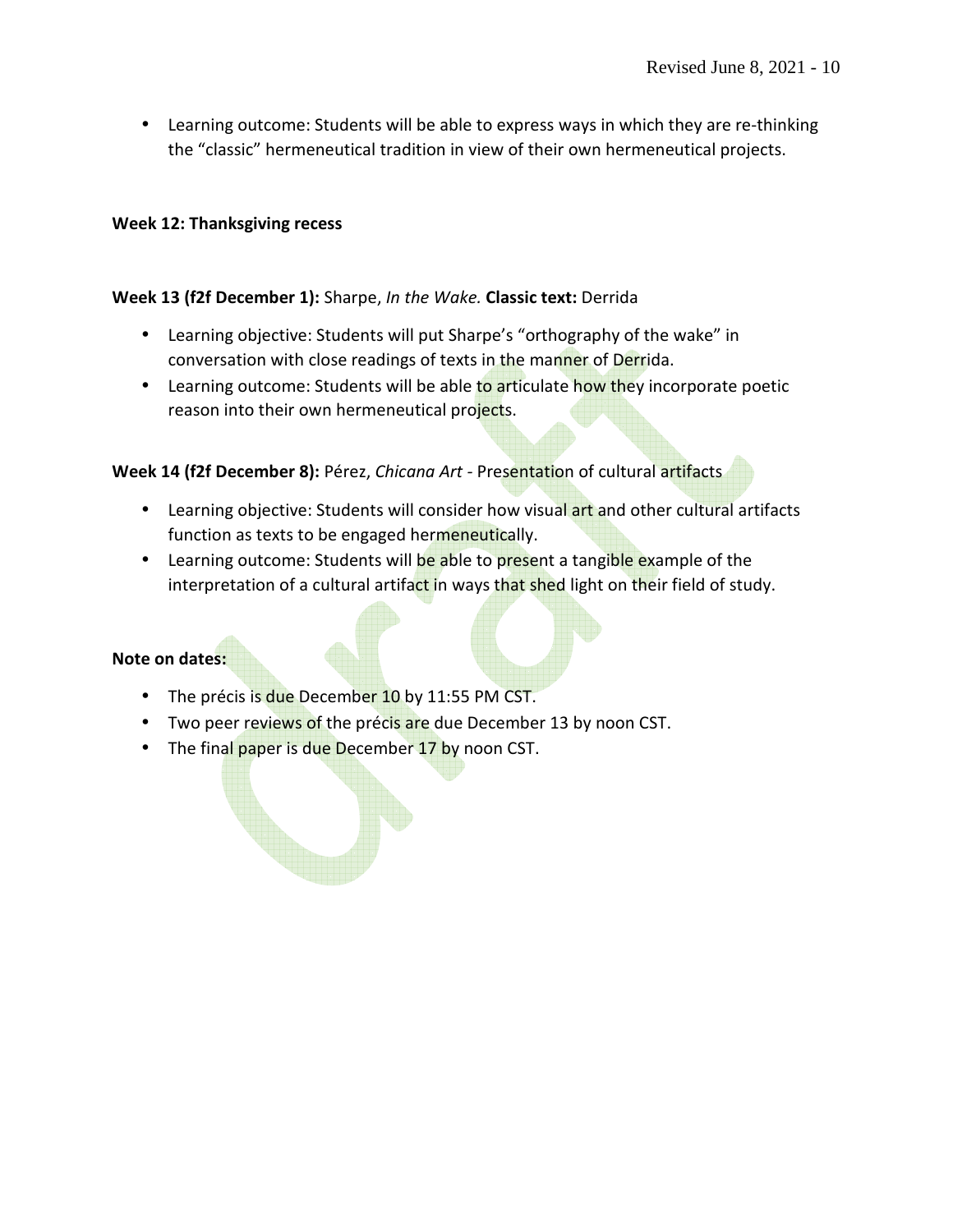- Learning outcome: Students will be able to express ways in which they are re-thinking the "classic" hermeneutical tradition in view of their own hermeneutical projects.

**Week 12: Thanksgiving recess**

**Week 13 (f2f December 1):** Sharpe, *In the Wake.* **Classic text:** Derrida

- Learning objective: Students will put Sharpe's "orthography of the wake" in conversation with close readings of texts in the manner of Derrida.
- Learning outcome: Students will be able to articulate how they incorporate poetic reason into their own hermeneutical projects.

**Week 14 (f2f December 8):** Pérez, *Chicana Art* - Presentation of cultural artifacts

- Learning objective: Students will consider how visual art and other cultural artifacts function as texts to be engaged hermeneutically.
- Learning outcome: Students will be able to present a tangible example of the interpretation of a cultural artifact in ways that shed light on their field of study.

**Note on dates:**

- The précis is due December 10 by 11:55 PM CST.
- Two peer reviews of the précis are due December 13 by noon CST.
- The final paper is due December 17 by noon CST.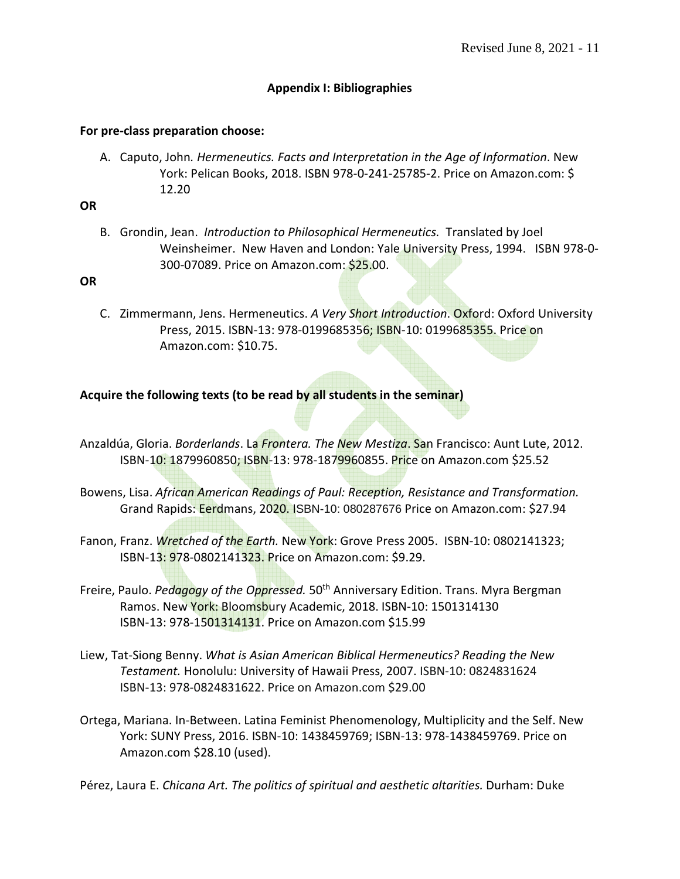## Appendix I: Bibliographies

**For pre-class preparation choose:**

A. Caputo, John. *Hermeneutics. Facts and Interpretation in the Age of Information*. New York: Pelican Books, 2018. ISBN 978-0-241-25785-2. Price on Amazon.com: $ 12.20

**OR**

B. Grondin, Jean. *Introduction to Philosophical Hermeneutics.* Translated by Joel Weinsheimer. New Haven and London: Yale University Press, 1994. ISBN 978-0-300-07089. Price on Amazon.com: $25.00.

**OR**

C. Zimmermann, Jens. Hermeneutics. *A Very Short Introduction*. Oxford: Oxford University Press, 2015. ISBN-13: 978-0199685356; ISBN-10: 0199685355. Price on Amazon.com: $10.75.

**Acquire the following texts (to be read by all students in the seminar)**

Anzaldúa, Gloria. *Borderlands*. La *Frontera. The New Mestiza*. San Francisco: Aunt Lute, 2012. ISBN-10: 1879960850; ISBN-13: 978-1879960855. Price on Amazon.com $25.52

Bowens, Lisa. *African American Readings of Paul: Reception, Resistance and Transformation.* Grand Rapids: Eerdmans, 2020. ISBN-10: 080287676 Price on Amazon.com: $27.94

Fanon, Franz. *Wretched of the Earth.* New York: Grove Press 2005. ISBN-10: 0802141323; ISBN-13: 978-0802141323. Price on Amazon.com: $9.29.

Freire, Paulo. *Pedagogy of the Oppressed.* 50th Anniversary Edition. Trans. Myra Bergman Ramos. New York: Bloomsbury Academic, 2018. ISBN-10: 1501314130 ISBN-13: 978-1501314131. Price on Amazon.com $15.99

Liew, Tat-Siong Benny. *What is Asian American Biblical Hermeneutics? Reading the New Testament.* Honolulu: University of Hawaii Press, 2007. ISBN-10: 0824831624 ISBN-13: 978-0824831622. Price on Amazon.com $29.00

Ortega, Mariana. In-Between. Latina Feminist Phenomenology, Multiplicity and the Self. New York: SUNY Press, 2016. ISBN-10: 1438459769; ISBN-13: 978-1438459769. Price on Amazon.com $28.10 (used).

Pérez, Laura E. *Chicana Art. The politics of spiritual and aesthetic altarities.* Durham: Duke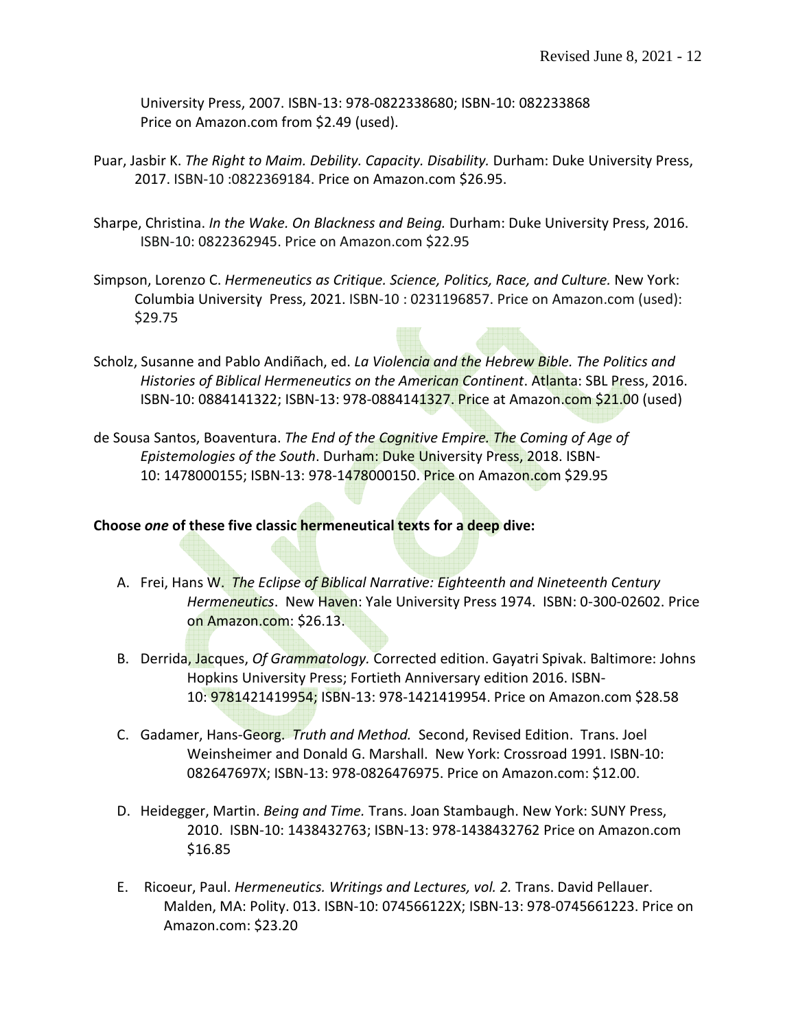University Press, 2007. ISBN-13: 978-0822338680; ISBN-10: 082233868
Price on Amazon.com from $2.49 (used).

Puar, Jasbir K. *The Right to Maim. Debility. Capacity. Disability.* Durham: Duke University Press, 2017. ISBN-10 :0822369184. Price on Amazon.com $26.95.

Sharpe, Christina. *In the Wake. On Blackness and Being.* Durham: Duke University Press, 2016. ISBN-10: 0822362945. Price on Amazon.com $22.95

Simpson, Lorenzo C. *Hermeneutics as Critique. Science, Politics, Race, and Culture.* New York: Columbia University Press, 2021. ISBN-10 : 0231196857. Price on Amazon.com (used): $29.75

Scholz, Susanne and Pablo Andiñach, ed. *La Violencia and the Hebrew Bible. The Politics and Histories of Biblical Hermeneutics on the American Continent*. Atlanta: SBL Press, 2016. ISBN-10: 0884141322; ISBN-13: 978-0884141327. Price at Amazon.com $21.00 (used)

de Sousa Santos, Boaventura. *The End of the Cognitive Empire. The Coming of Age of Epistemologies of the South*. Durham: Duke University Press, 2018. ISBN-10: 1478000155; ISBN-13: 978-1478000150. Price on Amazon.com $29.95

**Choose *one* of these five classic hermeneutical texts for a deep dive:**

A. Frei, Hans W. *The Eclipse of Biblical Narrative: Eighteenth and Nineteenth Century Hermeneutics*. New Haven: Yale University Press 1974. ISBN: 0-300-02602. Price on Amazon.com: $26.13.

B. Derrida, Jacques, *Of Grammatology.* Corrected edition. Gayatri Spivak. Baltimore: Johns Hopkins University Press; Fortieth Anniversary edition 2016. ISBN-10: 9781421419954; ISBN-13: 978-1421419954. Price on Amazon.com $28.58

C. Gadamer, Hans-Georg. *Truth and Method.* Second, Revised Edition. Trans. Joel Weinsheimer and Donald G. Marshall. New York: Crossroad 1991. ISBN-10: 082647697X; ISBN-13: 978-0826476975. Price on Amazon.com: $12.00.

D. Heidegger, Martin. *Being and Time.* Trans. Joan Stambaugh. New York: SUNY Press, 2010. ISBN-10: 1438432763; ISBN-13: 978-1438432762 Price on Amazon.com $16.85

E. Ricoeur, Paul. *Hermeneutics. Writings and Lectures, vol. 2.* Trans. David Pellauer. Malden, MA: Polity. 013. ISBN-10: 074566122X; ISBN-13: 978-0745661223. Price on Amazon.com: $23.20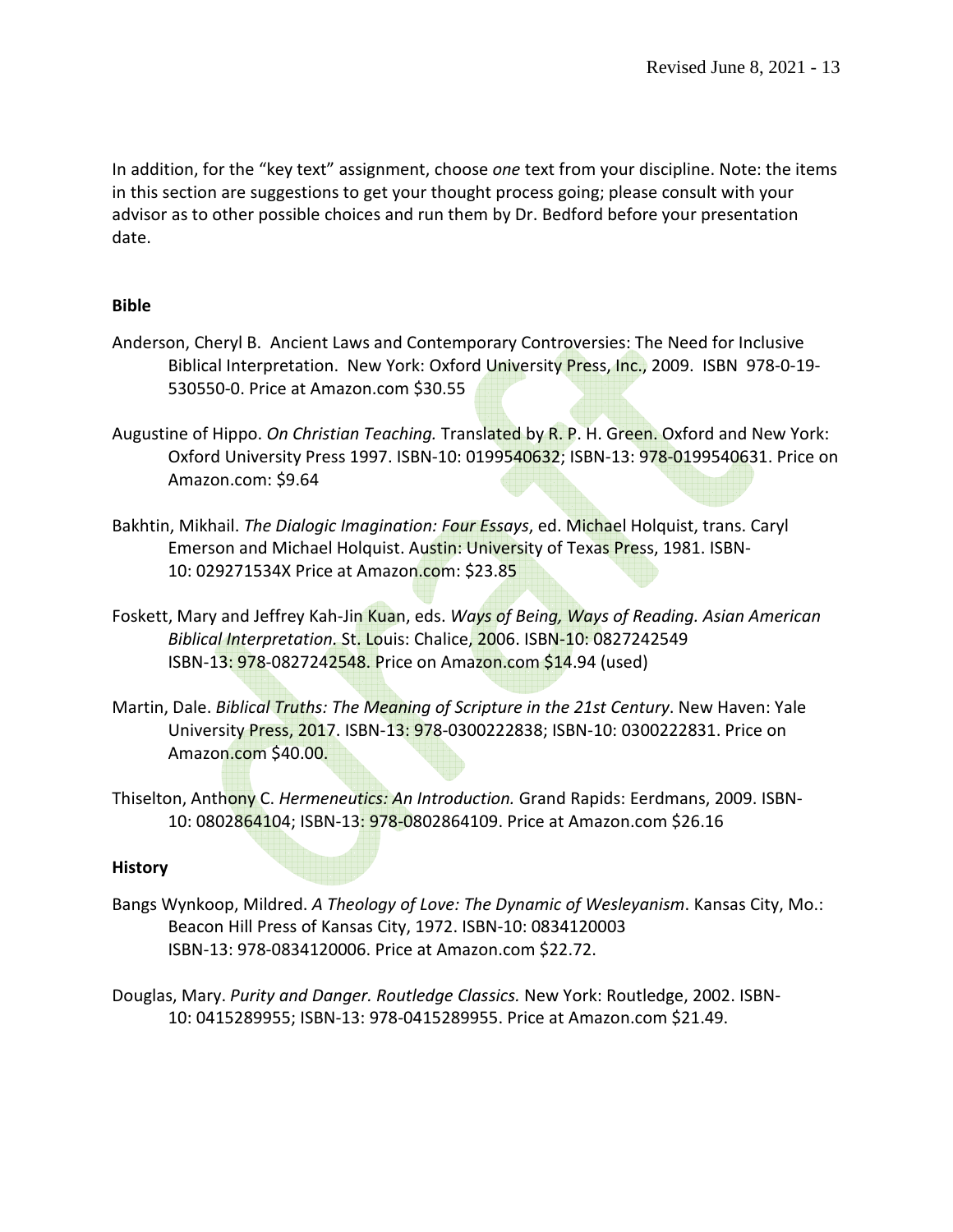In addition, for the "key text" assignment, choose *one* text from your discipline. Note: the items in this section are suggestions to get your thought process going; please consult with your advisor as to other possible choices and run them by Dr. Bedford before your presentation date.

**Bible**

Anderson, Cheryl B. Ancient Laws and Contemporary Controversies: The Need for Inclusive Biblical Interpretation. New York: Oxford University Press, Inc., 2009. ISBN 978-0-19-530550-0. Price at Amazon.com $30.55

Augustine of Hippo. *On Christian Teaching.* Translated by R. P. H. Green. Oxford and New York: Oxford University Press 1997. ISBN-10: 0199540632; ISBN-13: 978-0199540631. Price on Amazon.com: $9.64

Bakhtin, Mikhail. *The Dialogic Imagination: Four Essays*, ed. Michael Holquist, trans. Caryl Emerson and Michael Holquist. Austin: University of Texas Press, 1981. ISBN-10: 029271534X Price at Amazon.com: $23.85

Foskett, Mary and Jeffrey Kah-Jin Kuan, eds. *Ways of Being, Ways of Reading. Asian American Biblical Interpretation.* St. Louis: Chalice, 2006. ISBN-10: 0827242549 ISBN-13: 978-0827242548. Price on Amazon.com $14.94 (used)

Martin, Dale. *Biblical Truths: The Meaning of Scripture in the 21st Century*. New Haven: Yale University Press, 2017. ISBN-13: 978-0300222838; ISBN-10: 0300222831. Price on Amazon.com $40.00.

Thiselton, Anthony C. *Hermeneutics: An Introduction.* Grand Rapids: Eerdmans, 2009. ISBN-10: 0802864104; ISBN-13: 978-0802864109. Price at Amazon.com $26.16

**History**

Bangs Wynkoop, Mildred. *A Theology of Love: The Dynamic of Wesleyanism*. Kansas City, Mo.: Beacon Hill Press of Kansas City, 1972. ISBN-10: 0834120003 ISBN-13: 978-0834120006. Price at Amazon.com $22.72.

Douglas, Mary. *Purity and Danger. Routledge Classics.* New York: Routledge, 2002. ISBN-10: 0415289955; ISBN-13: 978-0415289955. Price at Amazon.com $21.49.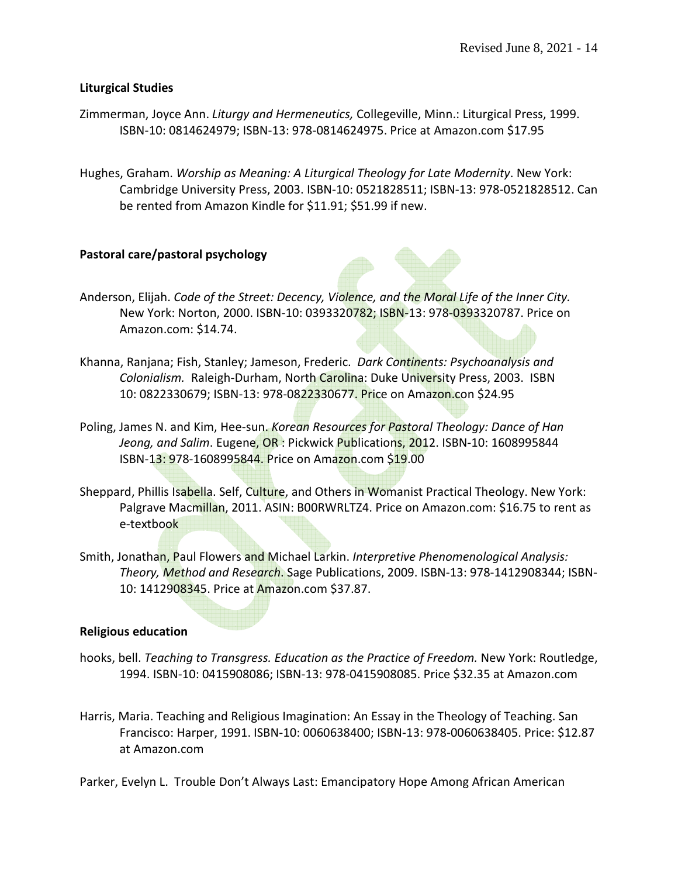**Liturgical Studies**

Zimmerman, Joyce Ann. *Liturgy and Hermeneutics,* Collegeville, Minn.: Liturgical Press, 1999. ISBN-10: 0814624979; ISBN-13: 978-0814624975. Price at Amazon.com $17.95

Hughes, Graham. *Worship as Meaning: A Liturgical Theology for Late Modernity*. New York: Cambridge University Press, 2003. ISBN-10: 0521828511; ISBN-13: 978-0521828512. Can be rented from Amazon Kindle for $11.91; $51.99 if new.

**Pastoral care/pastoral psychology**

Anderson, Elijah. *Code of the Street: Decency, Violence, and the Moral Life of the Inner City.* New York: Norton, 2000. ISBN-10: 0393320782; ISBN-13: 978-0393320787. Price on Amazon.com: $14.74.

Khanna, Ranjana; Fish, Stanley; Jameson, Frederic. *Dark Continents: Psychoanalysis and Colonialism.* Raleigh-Durham, North Carolina: Duke University Press, 2003. ISBN 10: 0822330679; ISBN-13: 978-0822330677. Price on Amazon.con $24.95

Poling, James N. and Kim, Hee-sun. *Korean Resources for Pastoral Theology: Dance of Han Jeong, and Salim*. Eugene, OR : Pickwick Publications, 2012. ISBN-10: 1608995844 ISBN-13: 978-1608995844. Price on Amazon.com $19.00

Sheppard, Phillis Isabella. Self, Culture, and Others in Womanist Practical Theology. New York: Palgrave Macmillan, 2011. ASIN: B00RWRLTZ4. Price on Amazon.com: $16.75 to rent as e-textbook

Smith, Jonathan, Paul Flowers and Michael Larkin. *Interpretive Phenomenological Analysis: Theory, Method and Research*. Sage Publications, 2009. ISBN-13: 978-1412908344; ISBN-10: 1412908345. Price at Amazon.com $37.87.

**Religious education**

hooks, bell. *Teaching to Transgress. Education as the Practice of Freedom.* New York: Routledge, 1994. ISBN-10: 0415908086; ISBN-13: 978-0415908085. Price $32.35 at Amazon.com

Harris, Maria. Teaching and Religious Imagination: An Essay in the Theology of Teaching. San Francisco: Harper, 1991. ISBN-10: 0060638400; ISBN-13: 978-0060638405. Price: $12.87 at Amazon.com

Parker, Evelyn L. Trouble Don't Always Last: Emancipatory Hope Among African American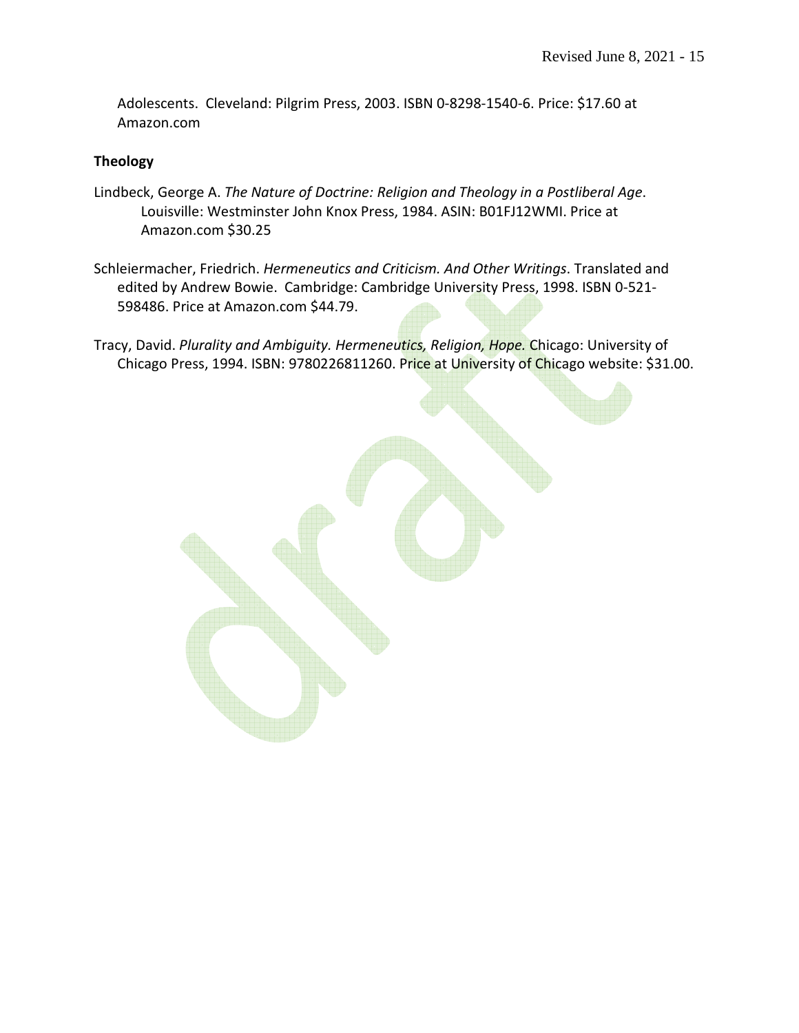Adolescents. Cleveland: Pilgrim Press, 2003. ISBN 0-8298-1540-6. Price: $17.60 at Amazon.com

**Theology**

Lindbeck, George A. *The Nature of Doctrine: Religion and Theology in a Postliberal Age*. Louisville: Westminster John Knox Press, 1984. ASIN: B01FJ12WMI. Price at Amazon.com $30.25

Schleiermacher, Friedrich. *Hermeneutics and Criticism. And Other Writings*. Translated and edited by Andrew Bowie. Cambridge: Cambridge University Press, 1998. ISBN 0-521-598486. Price at Amazon.com $44.79.

Tracy, David. *Plurality and Ambiguity. Hermeneutics, Religion, Hope.* Chicago: University of Chicago Press, 1994. ISBN: 9780226811260. Price at University of Chicago website: $31.00.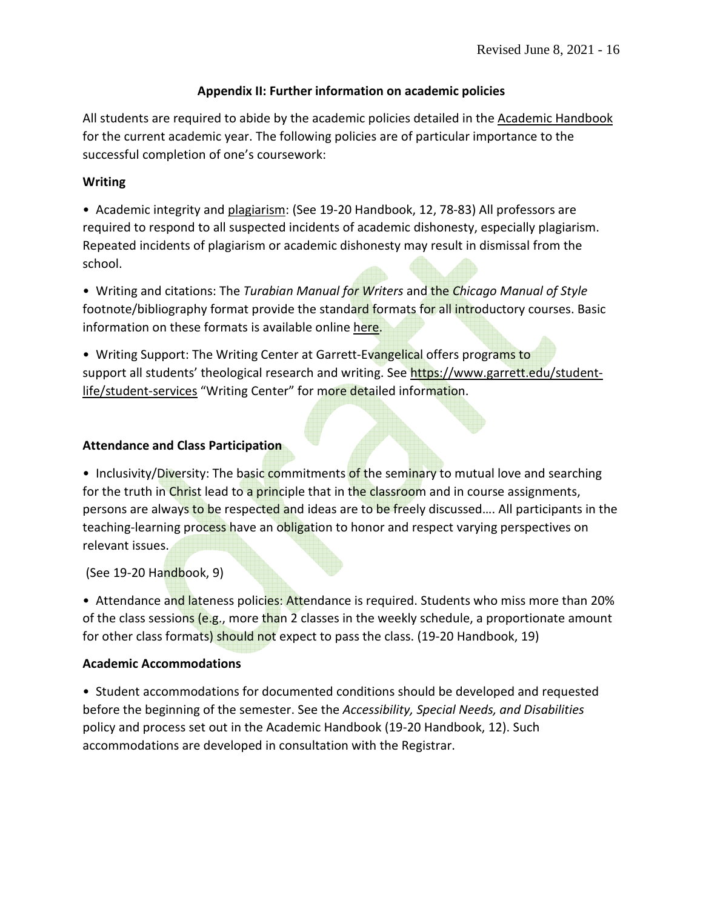## Appendix II: Further information on academic policies

All students are required to abide by the academic policies detailed in the Academic Handbook for the current academic year. The following policies are of particular importance to the successful completion of one's coursework:

### Writing

- Academic integrity and plagiarism: (See 19-20 Handbook, 12, 78-83) All professors are required to respond to all suspected incidents of academic dishonesty, especially plagiarism. Repeated incidents of plagiarism or academic dishonesty may result in dismissal from the school.

- Writing and citations: The *Turabian Manual for Writers* and the *Chicago Manual of Style* footnote/bibliography format provide the standard formats for all introductory courses. Basic information on these formats is available online here.

- Writing Support: The Writing Center at Garrett-Evangelical offers programs to support all students' theological research and writing. See https://www.garrett.edu/student-life/student-services "Writing Center" for more detailed information.

### Attendance and Class Participation

- Inclusivity/Diversity: The basic commitments of the seminary to mutual love and searching for the truth in Christ lead to a principle that in the classroom and in course assignments, persons are always to be respected and ideas are to be freely discussed…. All participants in the teaching-learning process have an obligation to honor and respect varying perspectives on relevant issues.

 (See 19-20 Handbook, 9)

- Attendance and lateness policies: Attendance is required. Students who miss more than 20% of the class sessions (e.g., more than 2 classes in the weekly schedule, a proportionate amount for other class formats) should not expect to pass the class. (19-20 Handbook, 19)

### Academic Accommodations

- Student accommodations for documented conditions should be developed and requested before the beginning of the semester. See the *Accessibility, Special Needs, and Disabilities* policy and process set out in the Academic Handbook (19-20 Handbook, 12). Such accommodations are developed in consultation with the Registrar.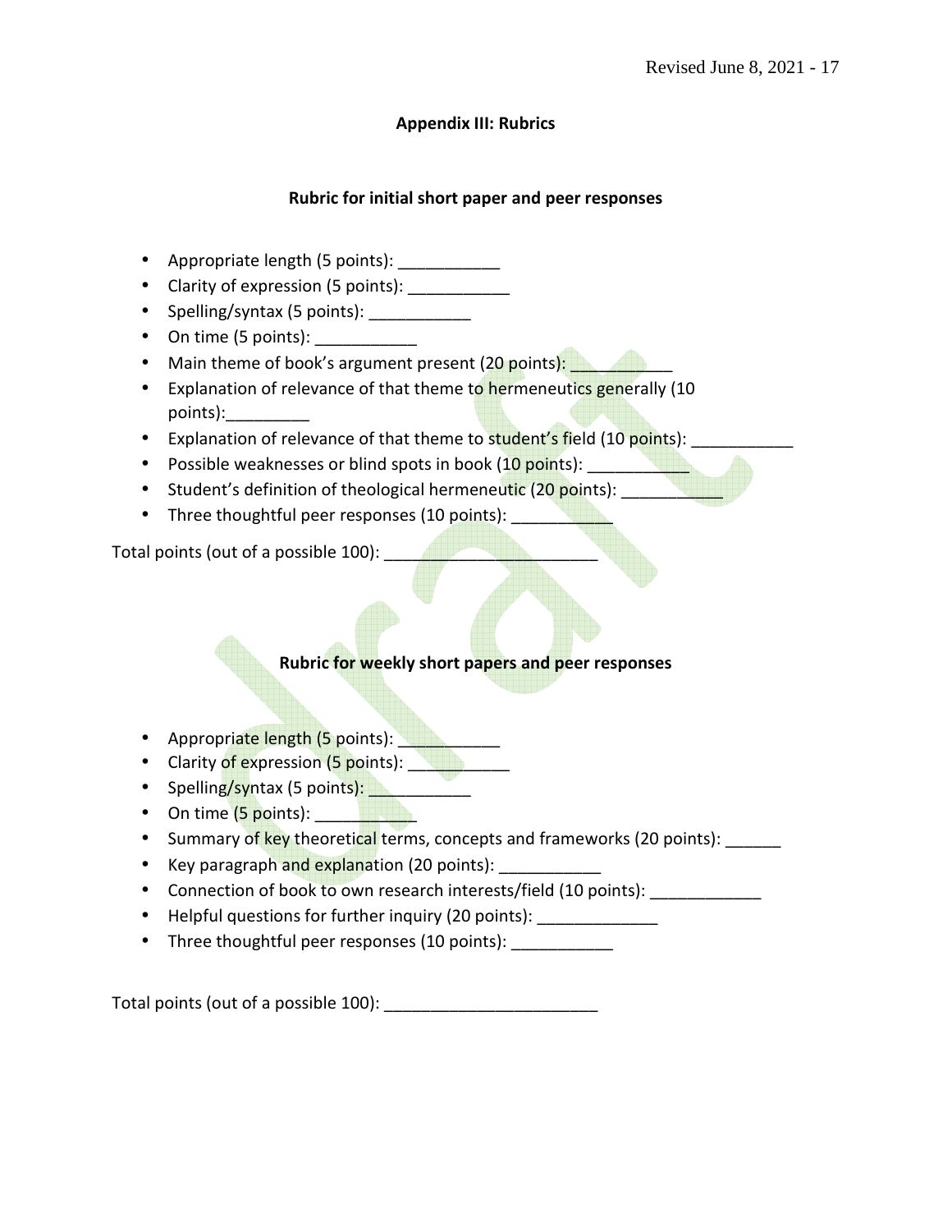## Appendix III: Rubrics

### Rubric for initial short paper and peer responses

- Appropriate length (5 points): ___________
- Clarity of expression (5 points): ___________
- Spelling/syntax (5 points): ___________
- On time (5 points): ___________
- Main theme of book's argument present (20 points): ___________
- Explanation of relevance of that theme to hermeneutics generally (10 points):_________
- Explanation of relevance of that theme to student's field (10 points): ___________
- Possible weaknesses or blind spots in book (10 points): ___________
- Student's definition of theological hermeneutic (20 points): ___________
- Three thoughtful peer responses (10 points): ___________

Total points (out of a possible 100): _______________________

### Rubric for weekly short papers and peer responses

- Appropriate length (5 points): ___________
- Clarity of expression (5 points): ___________
- Spelling/syntax (5 points): ___________
- On time (5 points): ___________
- Summary of key theoretical terms, concepts and frameworks (20 points): ______
- Key paragraph and explanation (20 points): ___________
- Connection of book to own research interests/field (10 points): ____________
- Helpful questions for further inquiry (20 points): _____________
- Three thoughtful peer responses (10 points): ___________

Total points (out of a possible 100): _______________________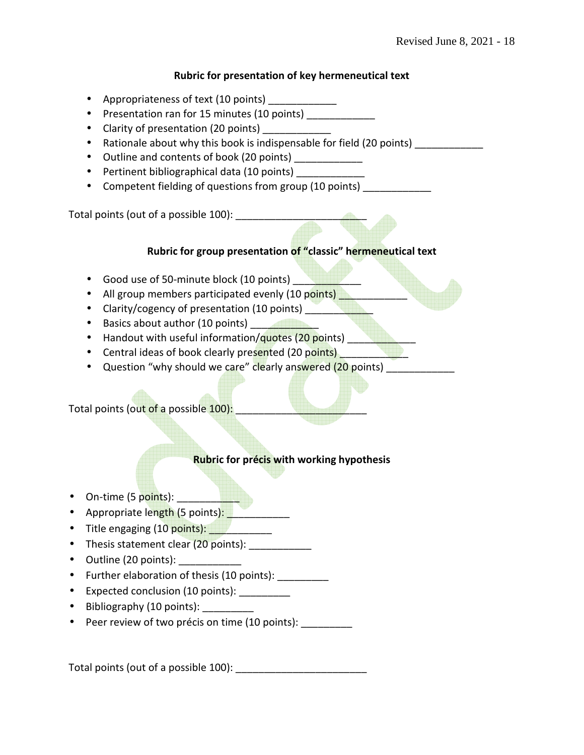**Rubric for presentation of key hermeneutical text**

- Appropriateness of text (10 points) ____________
- Presentation ran for 15 minutes (10 points) ____________
- Clarity of presentation (20 points) ____________
- Rationale about why this book is indispensable for field (20 points) ____________
- Outline and contents of book (20 points) ____________
- Pertinent bibliographical data (10 points) ____________
- Competent fielding of questions from group (10 points) ____________

Total points (out of a possible 100): _______________________

**Rubric for group presentation of "classic" hermeneutical text**

- Good use of 50-minute block (10 points) ____________
- All group members participated evenly (10 points) ____________
- Clarity/cogency of presentation (10 points) ____________
- Basics about author (10 points) ____________
- Handout with useful information/quotes (20 points) ____________
- Central ideas of book clearly presented (20 points) ____________
- Question "why should we care" clearly answered (20 points) ____________

Total points (out of a possible 100): _______________________

**Rubric for précis with working hypothesis**

- On-time (5 points): ___________
- Appropriate length (5 points): ___________
- Title engaging (10 points): ___________
- Thesis statement clear (20 points): ___________
- Outline (20 points): ___________
- Further elaboration of thesis (10 points): _________
- Expected conclusion (10 points): _________
- Bibliography (10 points): _________
- Peer review of two précis on time (10 points): _________

Total points (out of a possible 100): _______________________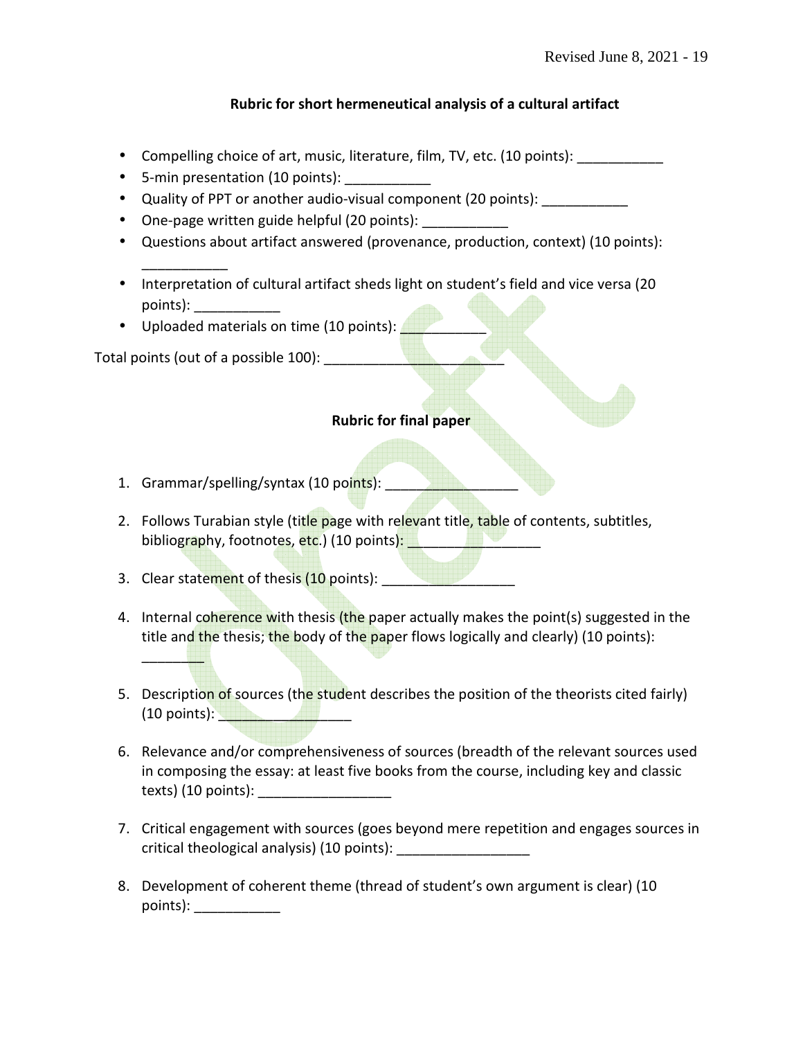### Rubric for short hermeneutical analysis of a cultural artifact

- Compelling choice of art, music, literature, film, TV, etc. (10 points): ___________
- 5-min presentation (10 points): ___________
- Quality of PPT or another audio-visual component (20 points): ___________
- One-page written guide helpful (20 points): ___________
- Questions about artifact answered (provenance, production, context) (10 points): ___________
- Interpretation of cultural artifact sheds light on student's field and vice versa (20 points): ___________
- Uploaded materials on time (10 points): ___________

Total points (out of a possible 100): _______________________

### Rubric for final paper

1. Grammar/spelling/syntax (10 points): _________________

2. Follows Turabian style (title page with relevant title, table of contents, subtitles, bibliography, footnotes, etc.) (10 points): _________________

3. Clear statement of thesis (10 points): _________________

4. Internal coherence with thesis (the paper actually makes the point(s) suggested in the title and the thesis; the body of the paper flows logically and clearly) (10 points): ________

5. Description of sources (the student describes the position of the theorists cited fairly) (10 points): _________________

6. Relevance and/or comprehensiveness of sources (breadth of the relevant sources used in composing the essay: at least five books from the course, including key and classic texts) (10 points): _________________

7. Critical engagement with sources (goes beyond mere repetition and engages sources in critical theological analysis) (10 points): _________________

8. Development of coherent theme (thread of student's own argument is clear) (10 points): ___________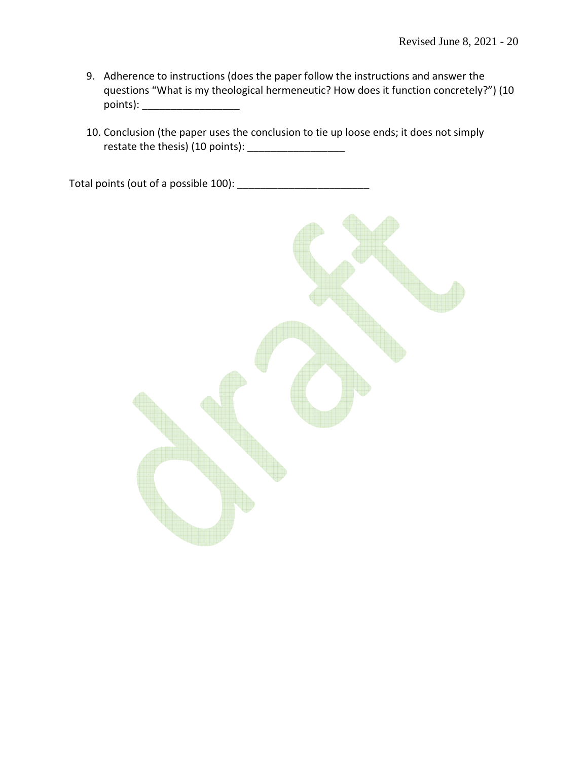9. Adherence to instructions (does the paper follow the instructions and answer the questions “What is my theological hermeneutic? How does it function concretely?”) (10 points): _________________

10. Conclusion (the paper uses the conclusion to tie up loose ends; it does not simply restate the thesis) (10 points): _________________

Total points (out of a possible 100): _______________________